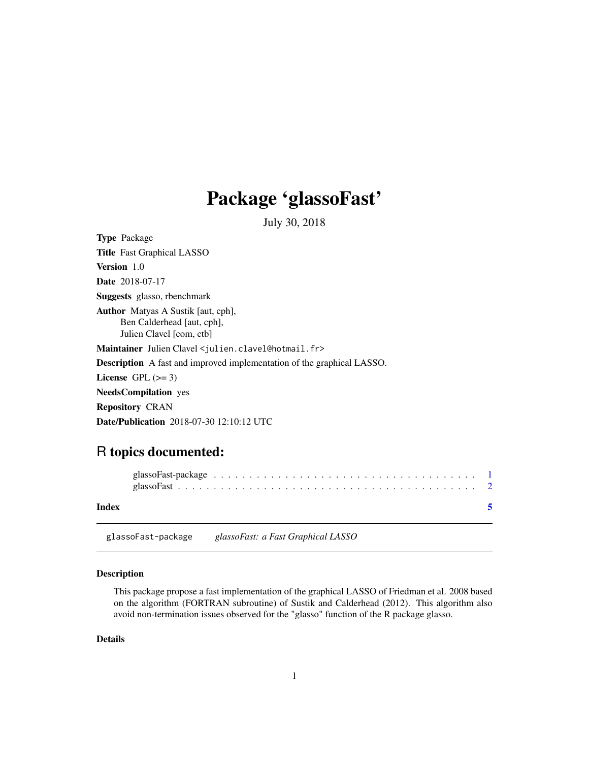# Package 'glassoFast'

July 30, 2018

**Type** Package

**Title** Fast Graphical LASSO

**Version** 1.0

**Date** 2018-07-17

**Suggests** glasso, rbenchmark

**Author** Matyas A Sustik [aut, cph],
Ben Calderhead [aut, cph],
Julien Clavel [com, ctb]

**Maintainer** Julien Clavel <julien.clavel@hotmail.fr>

**Description** A fast and improved implementation of the graphical LASSO.

**License** GPL (>= 3)

**NeedsCompilation** yes

**Repository** CRAN

**Date/Publication** 2018-07-30 12:10:12 UTC

## R topics documented:

glassoFast-package . . . . . . . . . . . . . . . . . . . . . . . . . . . . . . . . . . . 1
glassoFast . . . . . . . . . . . . . . . . . . . . . . . . . . . . . . . . . . . . . . . . 2

**Index** 5

---

glassoFast-package *glassoFast: a Fast Graphical LASSO*

### Description

This package propose a fast implementation of the graphical LASSO of Friedman et al. 2008 based on the algorithm (FORTRAN subroutine) of Sustik and Calderhead (2012). This algorithm also avoid non-termination issues observed for the "glasso" function of the R package glasso.

### Details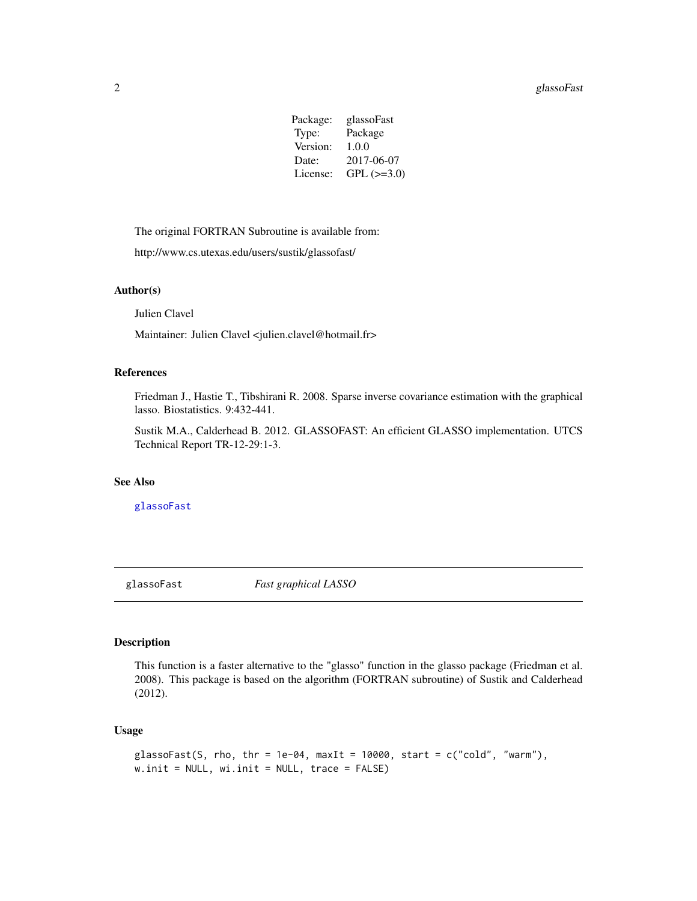| | |
|---|---|
| Package: | glassoFast |
| Type: | Package |
| Version: | 1.0.0 |
| Date: | 2017-06-07 |
| License: | GPL (>=3.0) |

The original FORTRAN Subroutine is available from:

http://www.cs.utexas.edu/users/sustik/glassofast/

### Author(s)

Julien Clavel

Maintainer: Julien Clavel <julien.clavel@hotmail.fr>

### References

Friedman J., Hastie T., Tibshirani R. 2008. Sparse inverse covariance estimation with the graphical lasso. Biostatistics. 9:432-441.

Sustik M.A., Calderhead B. 2012. GLASSOFAST: An efficient GLASSO implementation. UTCS Technical Report TR-12-29:1-3.

### See Also

`glassoFast`

---

## `glassoFast` *Fast graphical LASSO*

---

### Description

This function is a faster alternative to the "glasso" function in the glasso package (Friedman et al. 2008). This package is based on the algorithm (FORTRAN subroutine) of Sustik and Calderhead (2012).

### Usage

```
glassoFast(S, rho, thr = 1e-04, maxIt = 10000, start = c("cold", "warm"),
w.init = NULL, wi.init = NULL, trace = FALSE)
```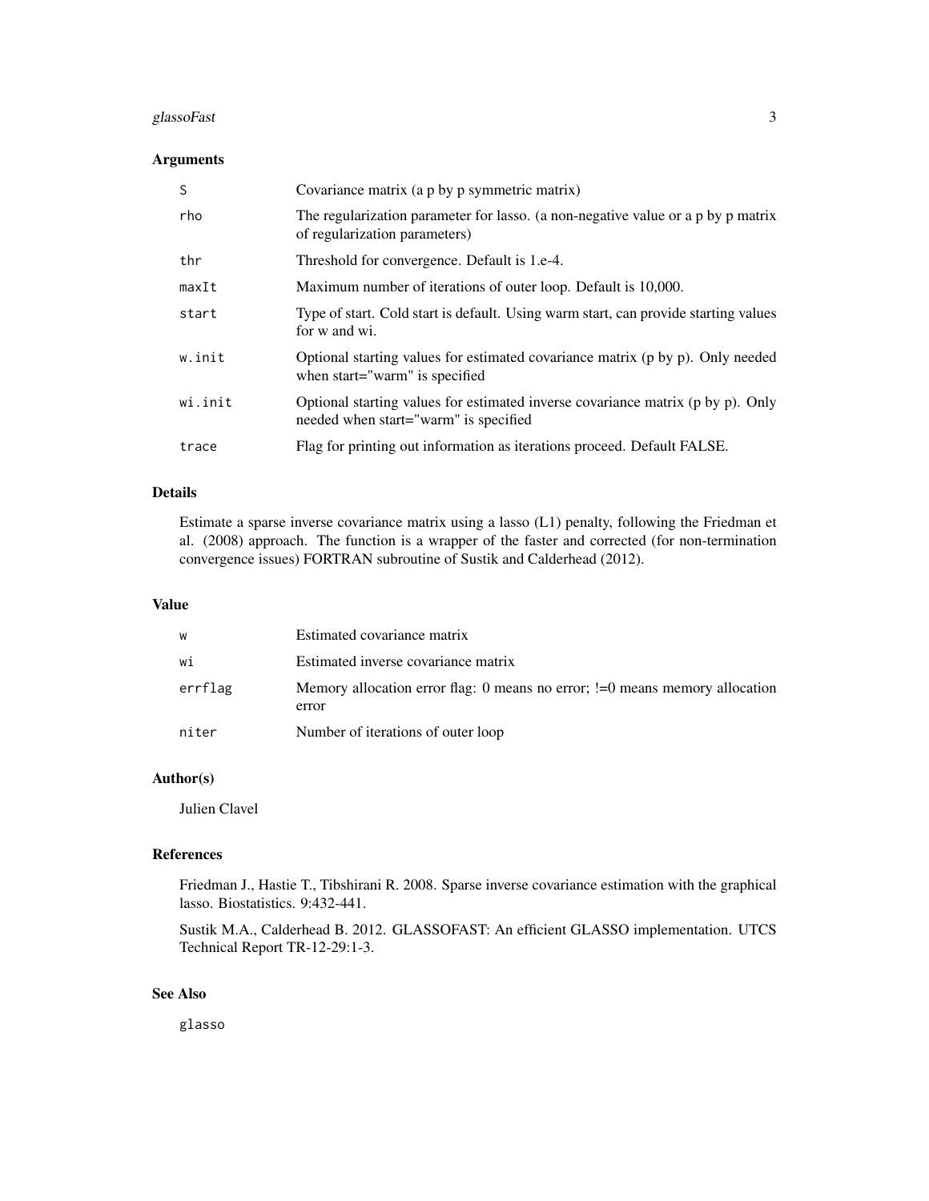## Arguments

| | |
|---|---|
| `S` | Covariance matrix (a p by p symmetric matrix) |
| `rho` | The regularization parameter for lasso. (a non-negative value or a p by p matrix of regularization parameters) |
| `thr` | Threshold for convergence. Default is 1.e-4. |
| `maxIt` | Maximum number of iterations of outer loop. Default is 10,000. |
| `start` | Type of start. Cold start is default. Using warm start, can provide starting values for w and wi. |
| `w.init` | Optional starting values for estimated covariance matrix (p by p). Only needed when start="warm" is specified |
| `wi.init` | Optional starting values for estimated inverse covariance matrix (p by p). Only needed when start="warm" is specified |
| `trace` | Flag for printing out information as iterations proceed. Default FALSE. |

## Details

Estimate a sparse inverse covariance matrix using a lasso (L1) penalty, following the Friedman et al. (2008) approach. The function is a wrapper of the faster and corrected (for non-termination convergence issues) FORTRAN subroutine of Sustik and Calderhead (2012).

## Value

| | |
|---|---|
| `w` | Estimated covariance matrix |
| `wi` | Estimated inverse covariance matrix |
| `errflag` | Memory allocation error flag: 0 means no error; !=0 means memory allocation error |
| `niter` | Number of iterations of outer loop |

## Author(s)

Julien Clavel

## References

Friedman J., Hastie T., Tibshirani R. 2008. Sparse inverse covariance estimation with the graphical lasso. Biostatistics. 9:432-441.

Sustik M.A., Calderhead B. 2012. GLASSOFAST: An efficient GLASSO implementation. UTCS Technical Report TR-12-29:1-3.

## See Also

`glasso`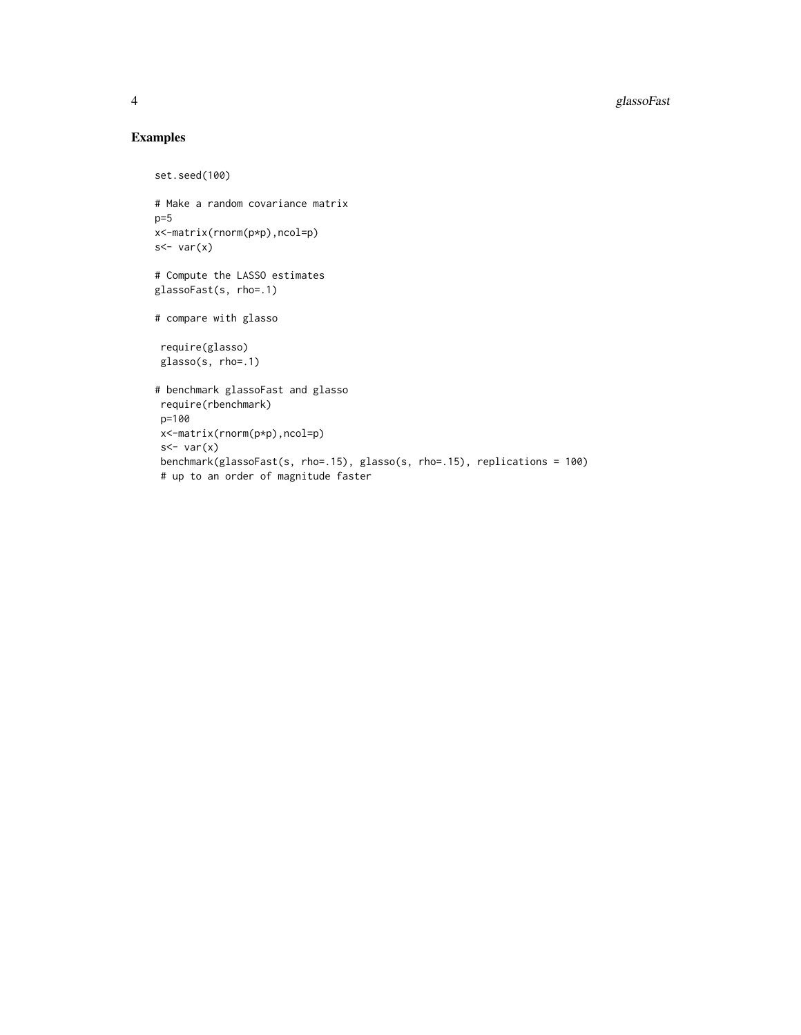## Examples

```
set.seed(100)

# Make a random covariance matrix
p=5
x<-matrix(rnorm(p*p),ncol=p)
s<- var(x)

# Compute the LASSO estimates
glassoFast(s, rho=.1)

# compare with glasso

 require(glasso)
 glasso(s, rho=.1)

# benchmark glassoFast and glasso
 require(rbenchmark)
 p=100
 x<-matrix(rnorm(p*p),ncol=p)
 s<- var(x)
 benchmark(glassoFast(s, rho=.15), glasso(s, rho=.15), replications = 100)
 # up to an order of magnitude faster
```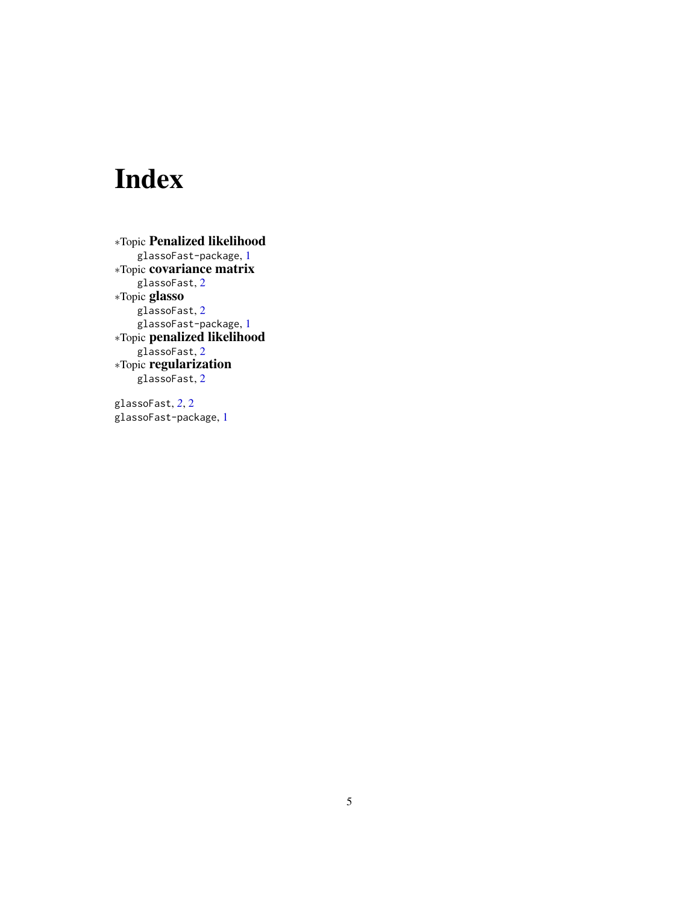# Index

*Topic **Penalized likelihood**
    glassoFast-package, 1
*Topic **covariance matrix**
    glassoFast, 2
*Topic **glasso**
    glassoFast, 2
    glassoFast-package, 1
*Topic **penalized likelihood**
    glassoFast, 2
*Topic **regularization**
    glassoFast, 2

glassoFast, *2*, 2
glassoFast-package, 1